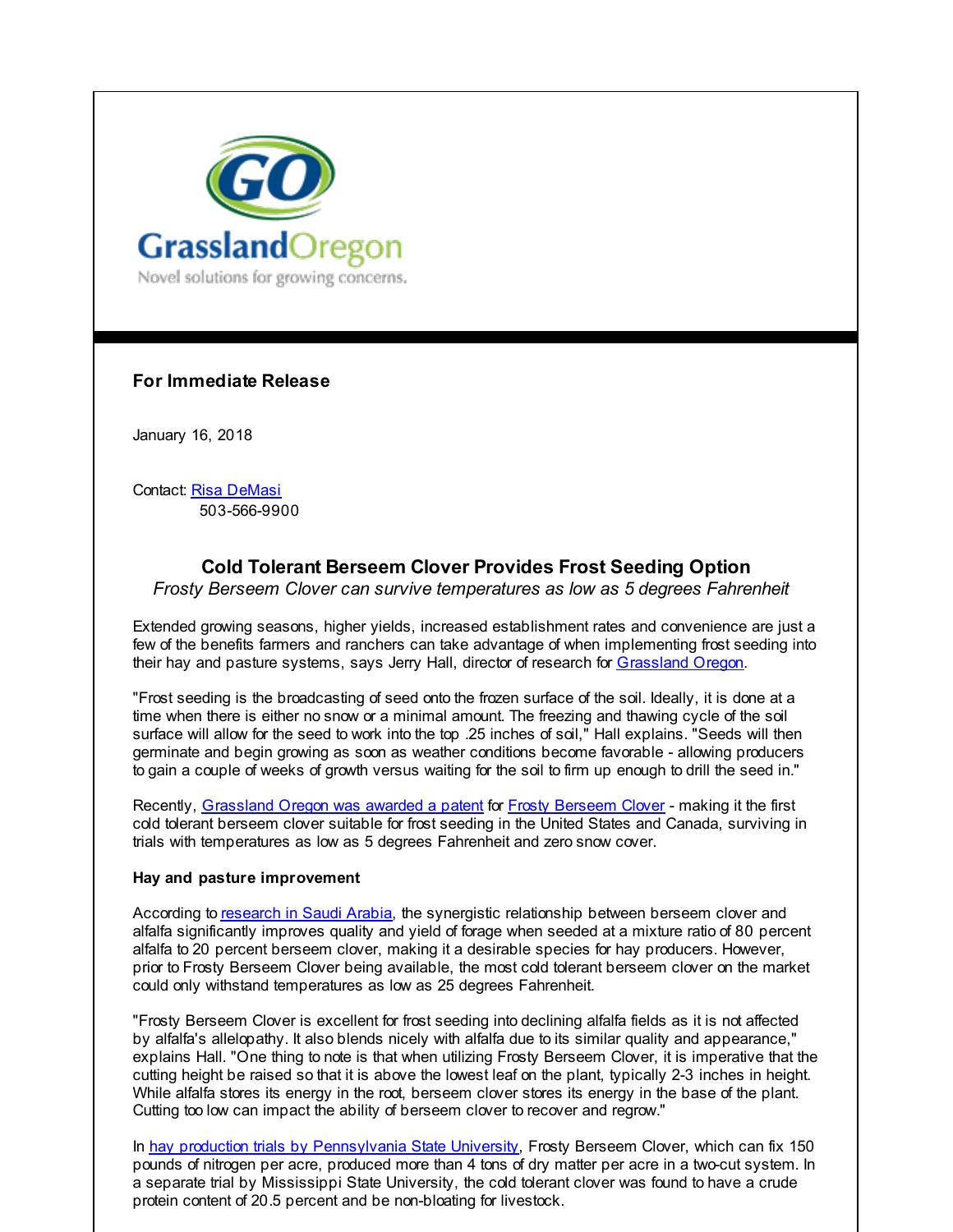GrasslandOregon

Novel solutions for growing concerns.

**For Immediate Release**

January 16, 2018

Contact: Risa DeMasi
503-566-9900

## Cold Tolerant Berseem Clover Provides Frost Seeding Option

*Frosty Berseem Clover can survive temperatures as low as 5 degrees Fahrenheit*

Extended growing seasons, higher yields, increased establishment rates and convenience are just a few of the benefits farmers and ranchers can take advantage of when implementing frost seeding into their hay and pasture systems, says Jerry Hall, director of research for Grassland Oregon.

"Frost seeding is the broadcasting of seed onto the frozen surface of the soil. Ideally, it is done at a time when there is either no snow or a minimal amount. The freezing and thawing cycle of the soil surface will allow for the seed to work into the top .25 inches of soil," Hall explains. "Seeds will then germinate and begin growing as soon as weather conditions become favorable - allowing producers to gain a couple of weeks of growth versus waiting for the soil to firm up enough to drill the seed in."

Recently, Grassland Oregon was awarded a patent for Frosty Berseem Clover - making it the first cold tolerant berseem clover suitable for frost seeding in the United States and Canada, surviving in trials with temperatures as low as 5 degrees Fahrenheit and zero snow cover.

**Hay and pasture improvement**

According to research in Saudi Arabia, the synergistic relationship between berseem clover and alfalfa significantly improves quality and yield of forage when seeded at a mixture ratio of 80 percent alfalfa to 20 percent berseem clover, making it a desirable species for hay producers. However, prior to Frosty Berseem Clover being available, the most cold tolerant berseem clover on the market could only withstand temperatures as low as 25 degrees Fahrenheit.

"Frosty Berseem Clover is excellent for frost seeding into declining alfalfa fields as it is not affected by alfalfa's allelopathy. It also blends nicely with alfalfa due to its similar quality and appearance," explains Hall. "One thing to note is that when utilizing Frosty Berseem Clover, it is imperative that the cutting height be raised so that it is above the lowest leaf on the plant, typically 2-3 inches in height. While alfalfa stores its energy in the root, berseem clover stores its energy in the base of the plant. Cutting too low can impact the ability of berseem clover to recover and regrow."

In hay production trials by Pennsylvania State University, Frosty Berseem Clover, which can fix 150 pounds of nitrogen per acre, produced more than 4 tons of dry matter per acre in a two-cut system. In a separate trial by Mississippi State University, the cold tolerant clover was found to have a crude protein content of 20.5 percent and be non-bloating for livestock.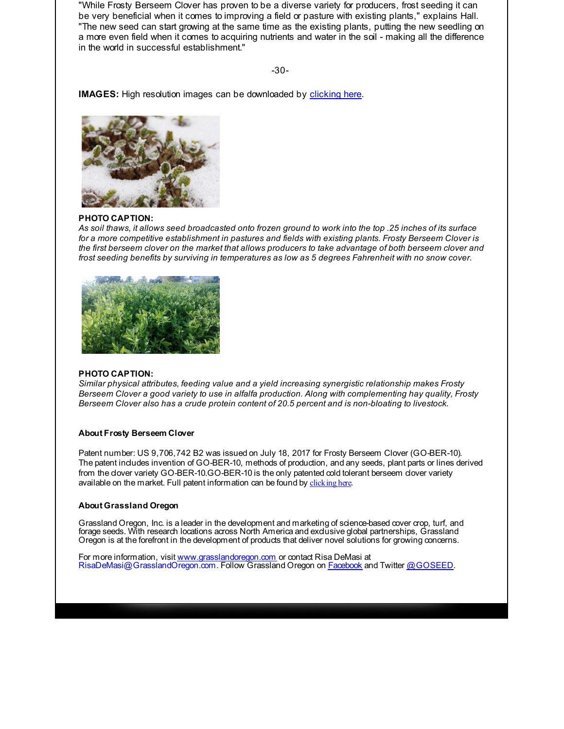"While Frosty Berseem Clover has proven to be a diverse variety for producers, frost seeding it can be very beneficial when it comes to improving a field or pasture with existing plants," explains Hall. "The new seed can start growing at the same time as the existing plants, putting the new seedling on a more even field when it comes to acquiring nutrients and water in the soil - making all the difference in the world in successful establishment."

-30-

**IMAGES:** High resolution images can be downloaded by clicking here.

**PHOTO CAPTION:**
*As soil thaws, it allows seed broadcasted onto frozen ground to work into the top .25 inches of its surface for a more competitive establishment in pastures and fields with existing plants. Frosty Berseem Clover is the first berseem clover on the market that allows producers to take advantage of both berseem clover and frost seeding benefits by surviving in temperatures as low as 5 degrees Fahrenheit with no snow cover.*

**PHOTO CAPTION:**
*Similar physical attributes, feeding value and a yield increasing synergistic relationship makes Frosty Berseem Clover a good variety to use in alfalfa production. Along with complementing hay quality, Frosty Berseem Clover also has a crude protein content of 20.5 percent and is non-bloating to livestock.*

**About Frosty Berseem Clover**

Patent number: US 9,706,742 B2 was issued on July 18, 2017 for Frosty Berseem Clover (GO-BER-10). The patent includes invention of GO-BER-10, methods of production, and any seeds, plant parts or lines derived from the clover variety GO-BER-10.GO-BER-10 is the only patented cold tolerant berseem clover variety available on the market. Full patent information can be found by clicking here.

**About Grassland Oregon**

Grassland Oregon, Inc. is a leader in the development and marketing of science-based cover crop, turf, and forage seeds. With research locations across North America and exclusive global partnerships, Grassland Oregon is at the forefront in the development of products that deliver novel solutions for growing concerns.

For more information, visit www.grasslandoregon.com or contact Risa DeMasi at RisaDeMasi@GrasslandOregon.com. Follow Grassland Oregon on Facebook and Twitter @GOSEED.